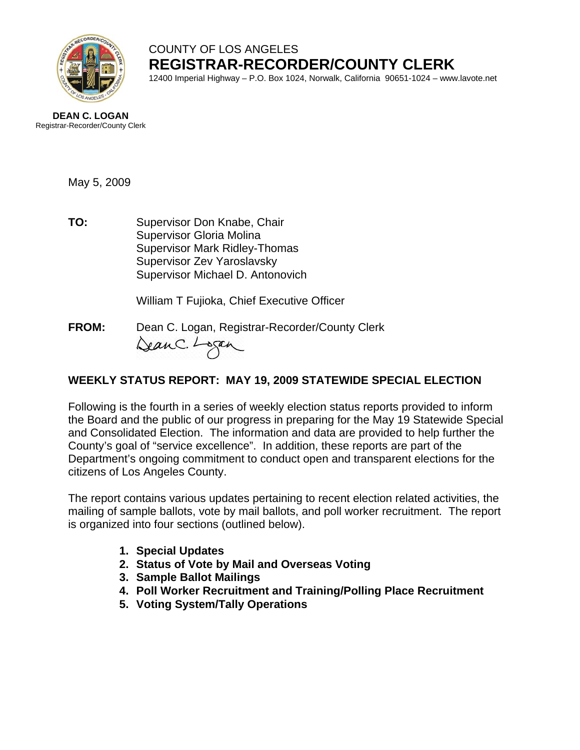COUNTY OF LOS ANGELES

**REGISTRAR-RECORDER/COUNTY CLERK**

12400 Imperial Highway – P.O. Box 1024, Norwalk, California 90651-1024 – www.lavote.net

**DEAN C. LOGAN**
Registrar-Recorder/County Clerk

May 5, 2009

**TO:** Supervisor Don Knabe, Chair
Supervisor Gloria Molina
Supervisor Mark Ridley-Thomas
Supervisor Zev Yaroslavsky
Supervisor Michael D. Antonovich

William T Fujioka, Chief Executive Officer

**FROM:** Dean C. Logan, Registrar-Recorder/County Clerk

## WEEKLY STATUS REPORT: MAY 19, 2009 STATEWIDE SPECIAL ELECTION

Following is the fourth in a series of weekly election status reports provided to inform the Board and the public of our progress in preparing for the May 19 Statewide Special and Consolidated Election. The information and data are provided to help further the County's goal of "service excellence". In addition, these reports are part of the Department's ongoing commitment to conduct open and transparent elections for the citizens of Los Angeles County.

The report contains various updates pertaining to recent election related activities, the mailing of sample ballots, vote by mail ballots, and poll worker recruitment. The report is organized into four sections (outlined below).

1. **Special Updates**
2. **Status of Vote by Mail and Overseas Voting**
3. **Sample Ballot Mailings**
4. **Poll Worker Recruitment and Training/Polling Place Recruitment**
5. **Voting System/Tally Operations**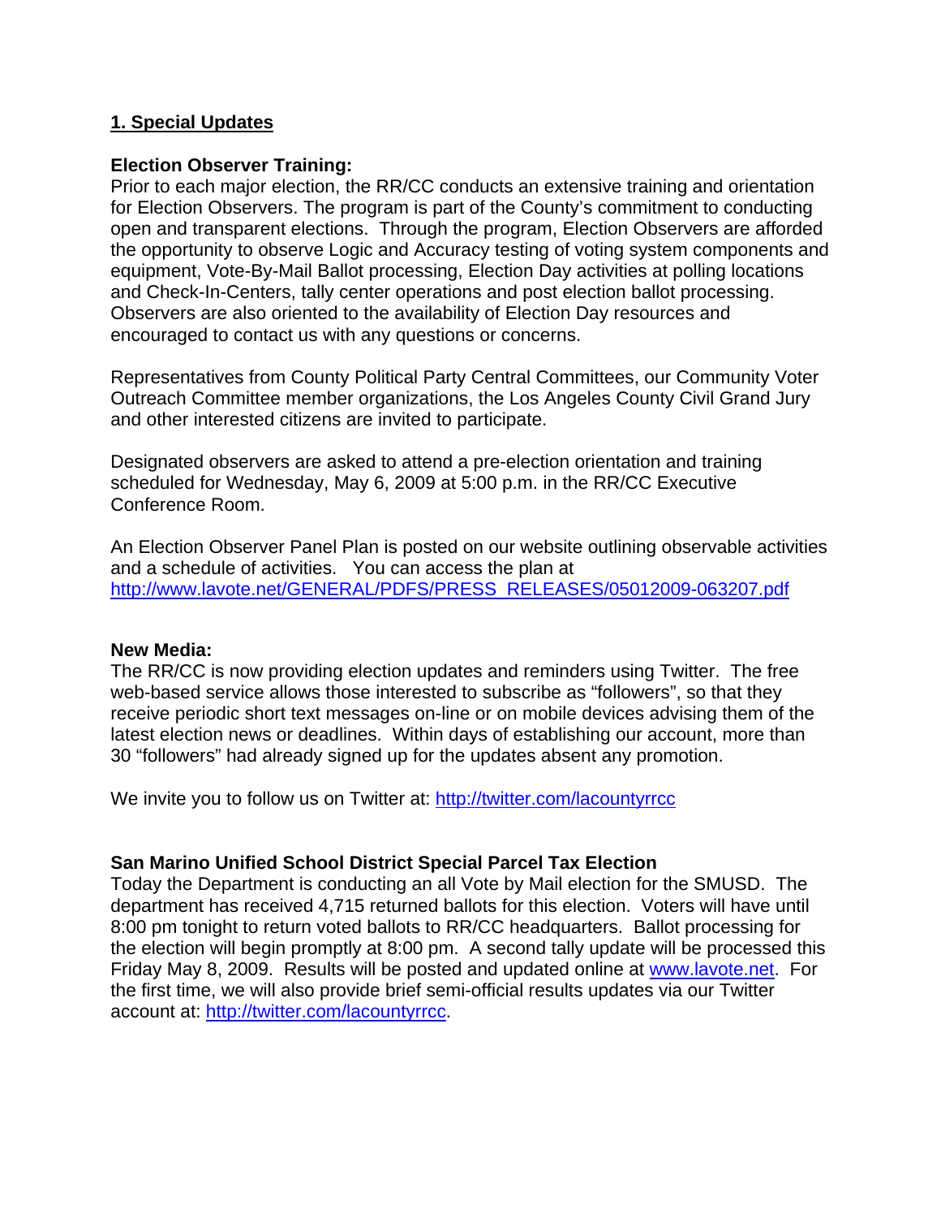## 1. Special Updates

**Election Observer Training:**
Prior to each major election, the RR/CC conducts an extensive training and orientation for Election Observers. The program is part of the County's commitment to conducting open and transparent elections. Through the program, Election Observers are afforded the opportunity to observe Logic and Accuracy testing of voting system components and equipment, Vote-By-Mail Ballot processing, Election Day activities at polling locations and Check-In-Centers, tally center operations and post election ballot processing. Observers are also oriented to the availability of Election Day resources and encouraged to contact us with any questions or concerns.

Representatives from County Political Party Central Committees, our Community Voter Outreach Committee member organizations, the Los Angeles County Civil Grand Jury and other interested citizens are invited to participate.

Designated observers are asked to attend a pre-election orientation and training scheduled for Wednesday, May 6, 2009 at 5:00 p.m. in the RR/CC Executive Conference Room.

An Election Observer Panel Plan is posted on our website outlining observable activities and a schedule of activities. You can access the plan at http://www.lavote.net/GENERAL/PDFS/PRESS_RELEASES/05012009-063207.pdf

**New Media:**
The RR/CC is now providing election updates and reminders using Twitter. The free web-based service allows those interested to subscribe as "followers", so that they receive periodic short text messages on-line or on mobile devices advising them of the latest election news or deadlines. Within days of establishing our account, more than 30 "followers" had already signed up for the updates absent any promotion.

We invite you to follow us on Twitter at: http://twitter.com/lacountyrrcc

**San Marino Unified School District Special Parcel Tax Election**
Today the Department is conducting an all Vote by Mail election for the SMUSD. The department has received 4,715 returned ballots for this election. Voters will have until 8:00 pm tonight to return voted ballots to RR/CC headquarters. Ballot processing for the election will begin promptly at 8:00 pm. A second tally update will be processed this Friday May 8, 2009. Results will be posted and updated online at www.lavote.net. For the first time, we will also provide brief semi-official results updates via our Twitter account at: http://twitter.com/lacountyrrcc.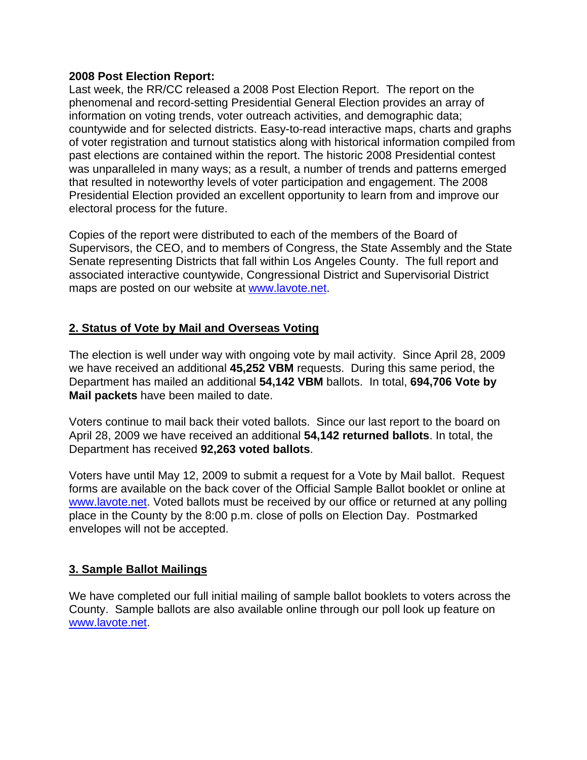**2008 Post Election Report:**

Last week, the RR/CC released a 2008 Post Election Report. The report on the phenomenal and record-setting Presidential General Election provides an array of information on voting trends, voter outreach activities, and demographic data; countywide and for selected districts. Easy-to-read interactive maps, charts and graphs of voter registration and turnout statistics along with historical information compiled from past elections are contained within the report. The historic 2008 Presidential contest was unparalleled in many ways; as a result, a number of trends and patterns emerged that resulted in noteworthy levels of voter participation and engagement. The 2008 Presidential Election provided an excellent opportunity to learn from and improve our electoral process for the future.

Copies of the report were distributed to each of the members of the Board of Supervisors, the CEO, and to members of Congress, the State Assembly and the State Senate representing Districts that fall within Los Angeles County. The full report and associated interactive countywide, Congressional District and Supervisorial District maps are posted on our website at [www.lavote.net](http://www.lavote.net).

## 2. Status of Vote by Mail and Overseas Voting

The election is well under way with ongoing vote by mail activity. Since April 28, 2009 we have received an additional **45,252 VBM** requests. During this same period, the Department has mailed an additional **54,142 VBM** ballots. In total, **694,706 Vote by Mail packets** have been mailed to date.

Voters continue to mail back their voted ballots. Since our last report to the board on April 28, 2009 we have received an additional **54,142 returned ballots**. In total, the Department has received **92,263 voted ballots**.

Voters have until May 12, 2009 to submit a request for a Vote by Mail ballot. Request forms are available on the back cover of the Official Sample Ballot booklet or online at [www.lavote.net](http://www.lavote.net). Voted ballots must be received by our office or returned at any polling place in the County by the 8:00 p.m. close of polls on Election Day. Postmarked envelopes will not be accepted.

## 3. Sample Ballot Mailings

We have completed our full initial mailing of sample ballot booklets to voters across the County. Sample ballots are also available online through our poll look up feature on [www.lavote.net](http://www.lavote.net).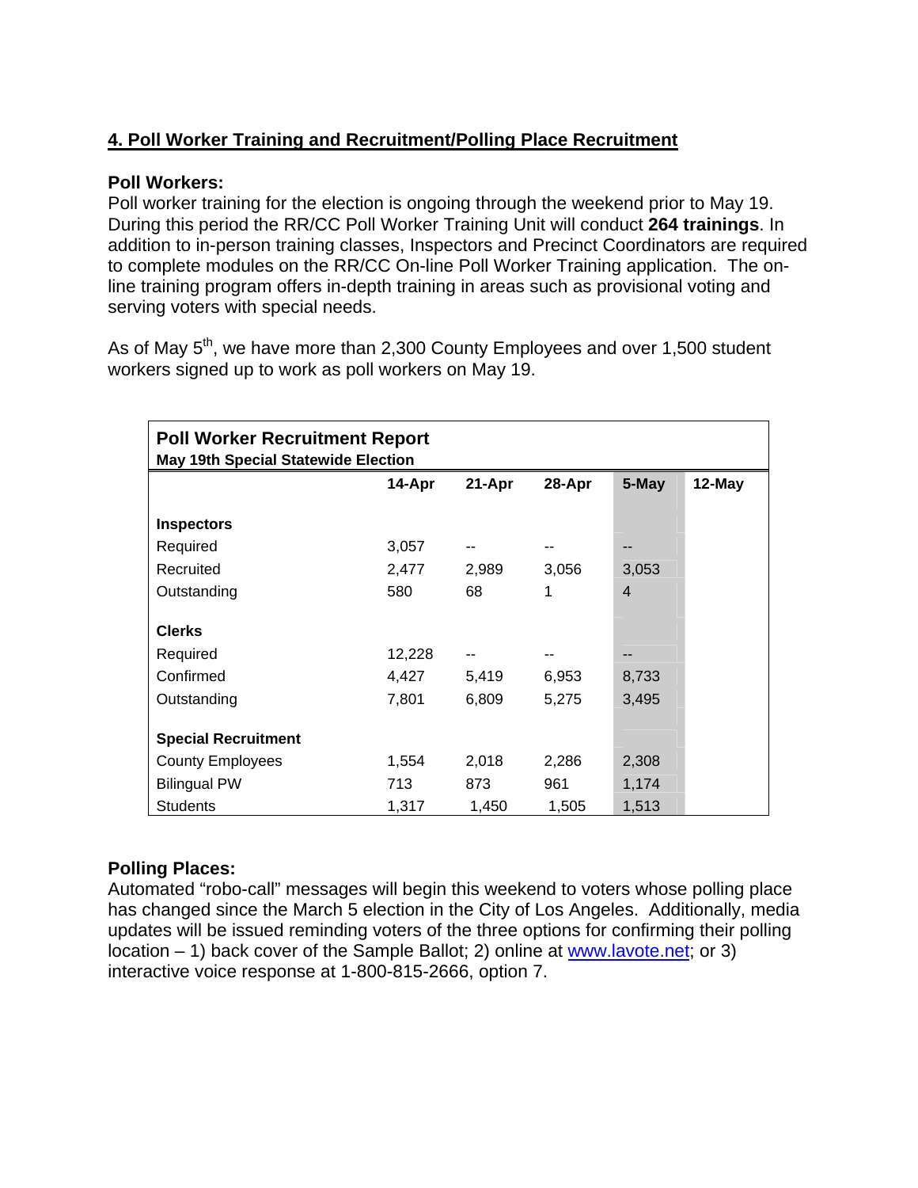## 4. Poll Worker Training and Recruitment/Polling Place Recruitment

### Poll Workers:

Poll worker training for the election is ongoing through the weekend prior to May 19. During this period the RR/CC Poll Worker Training Unit will conduct **264 trainings**. In addition to in-person training classes, Inspectors and Precinct Coordinators are required to complete modules on the RR/CC On-line Poll Worker Training application. The on-line training program offers in-depth training in areas such as provisional voting and serving voters with special needs.

As of May 5th, we have more than 2,300 County Employees and over 1,500 student workers signed up to work as poll workers on May 19.

**Poll Worker Recruitment Report**
**May 19th Special Statewide Election**

| | 14-Apr | 21-Apr | 28-Apr | 5-May | 12-May |
|---|---|---|---|---|---|
| **Inspectors** | | | | | |
| Required | 3,057 | -- | -- | -- | |
| Recruited | 2,477 | 2,989 | 3,056 | 3,053 | |
| Outstanding | 580 | 68 | 1 | 4 | |
| **Clerks** | | | | | |
| Required | 12,228 | -- | -- | -- | |
| Confirmed | 4,427 | 5,419 | 6,953 | 8,733 | |
| Outstanding | 7,801 | 6,809 | 5,275 | 3,495 | |
| **Special Recruitment** | | | | | |
| County Employees | 1,554 | 2,018 | 2,286 | 2,308 | |
| Bilingual PW | 713 | 873 | 961 | 1,174 | |
| Students | 1,317 | 1,450 | 1,505 | 1,513 | |

### Polling Places:

Automated "robo-call" messages will begin this weekend to voters whose polling place has changed since the March 5 election in the City of Los Angeles. Additionally, media updates will be issued reminding voters of the three options for confirming their polling location – 1) back cover of the Sample Ballot; 2) online at www.lavote.net; or 3) interactive voice response at 1-800-815-2666, option 7.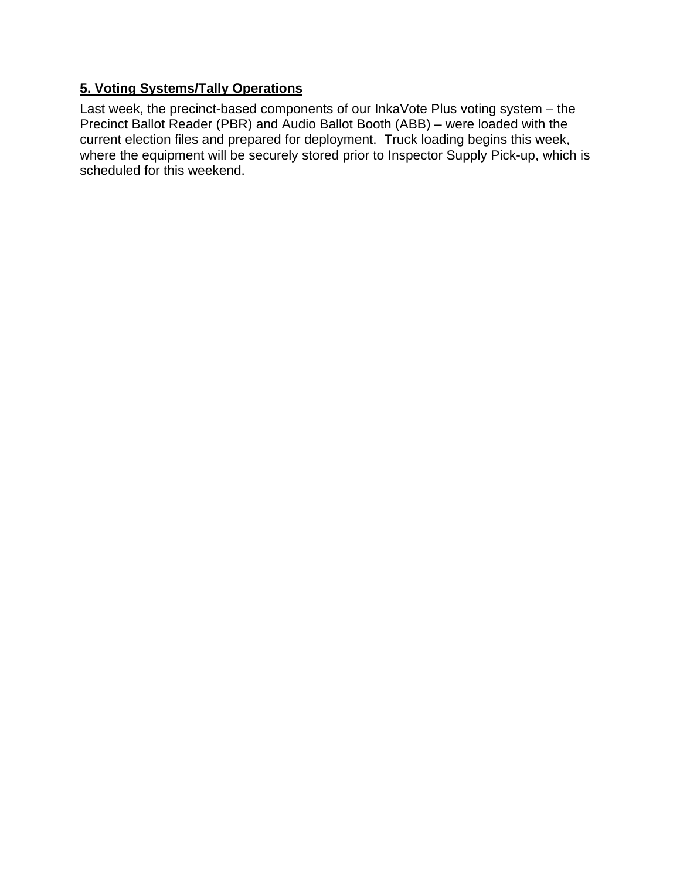## 5. Voting Systems/Tally Operations

Last week, the precinct-based components of our InkaVote Plus voting system – the Precinct Ballot Reader (PBR) and Audio Ballot Booth (ABB) – were loaded with the current election files and prepared for deployment. Truck loading begins this week, where the equipment will be securely stored prior to Inspector Supply Pick-up, which is scheduled for this weekend.